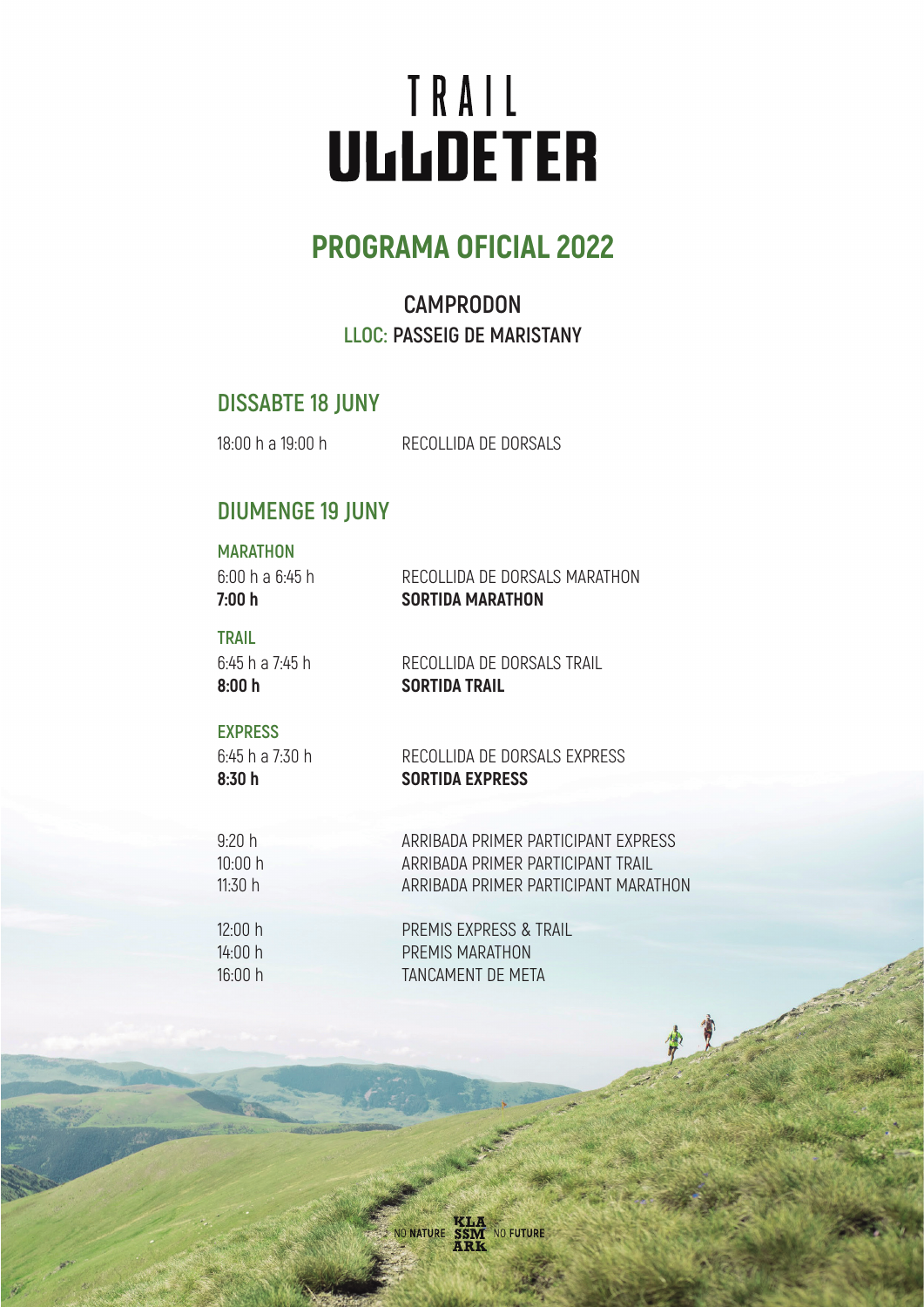# TRAIL
# ULLDETER

## PROGRAMA OFICIAL 2022

CAMPRODON
LLOC: PASSEIG DE MARISTANY

### DISSABTE 18 JUNY

18:00 h a 19:00 h — RECOLLIDA DE DORSALS

### DIUMENGE 19 JUNY

**MARATHON**

6:00 h a 6:45 h — RECOLLIDA DE DORSALS MARATHON
**7:00 h** — **SORTIDA MARATHON**

**TRAIL**

6:45 h a 7:45 h — RECOLLIDA DE DORSALS TRAIL
**8:00 h** — **SORTIDA TRAIL**

**EXPRESS**

6:45 h a 7:30 h — RECOLLIDA DE DORSALS EXPRESS
**8:30 h** — **SORTIDA EXPRESS**

9:20 h — ARRIBADA PRIMER PARTICIPANT EXPRESS
10:00 h — ARRIBADA PRIMER PARTICIPANT TRAIL
11:30 h — ARRIBADA PRIMER PARTICIPANT MARATHON

12:00 h — PREMIS EXPRESS & TRAIL
14:00 h — PREMIS MARATHON
16:00 h — TANCAMENT DE META

NO NATURE KLA SSM ARK NO FUTURE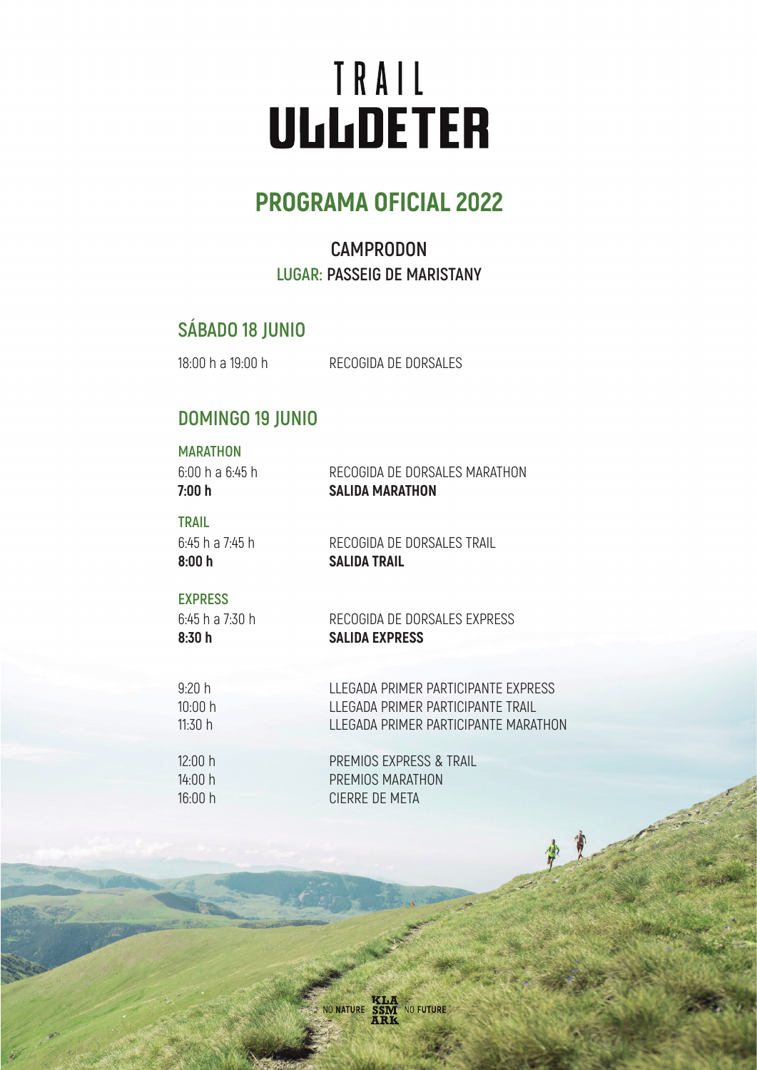# TRAIL ULLDETER

## PROGRAMA OFICIAL 2022

CAMPRODON

LUGAR: PASSEIG DE MARISTANY

## SÁBADO 18 JUNIO

18:00 h a 19:00 h — RECOGIDA DE DORSALES

## DOMINGO 19 JUNIO

### MARATHON

6:00 h a 6:45 h — RECOGIDA DE DORSALES MARATHON

**7:00 h — SALIDA MARATHON**

### TRAIL

6:45 h a 7:45 h — RECOGIDA DE DORSALES TRAIL

**8:00 h — SALIDA TRAIL**

### EXPRESS

6:45 h a 7:30 h — RECOGIDA DE DORSALES EXPRESS

**8:30 h — SALIDA EXPRESS**

9:20 h — LLEGADA PRIMER PARTICIPANTE EXPRESS

10:00 h — LLEGADA PRIMER PARTICIPANTE TRAIL

11:30 h — LLEGADA PRIMER PARTICIPANTE MARATHON

12:00 h — PREMIOS EXPRESS & TRAIL

14:00 h — PREMIOS MARATHON

16:00 h — CIERRE DE META

NO NATURE KLASSMARK NO FUTURE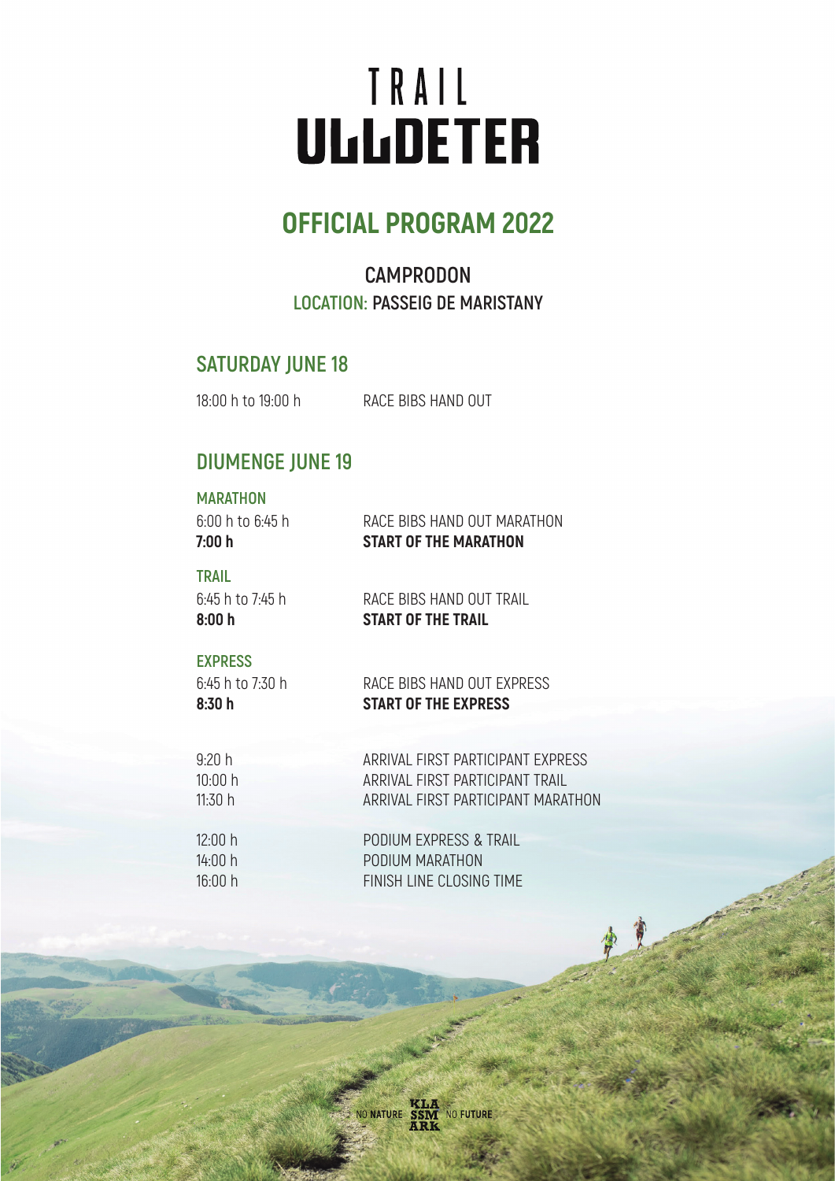# TRAIL ULLDETER

## OFFICIAL PROGRAM 2022

CAMPRODON

LOCATION: PASSEIG DE MARISTANY

### SATURDAY JUNE 18

| | |
|---|---|
| 18:00 h to 19:00 h | RACE BIBS HAND OUT |

### DIUMENGE JUNE 19

**MARATHON**

| | |
|---|---|
| 6:00 h to 6:45 h | RACE BIBS HAND OUT MARATHON |
| **7:00 h** | **START OF THE MARATHON** |

**TRAIL**

| | |
|---|---|
| 6:45 h to 7:45 h | RACE BIBS HAND OUT TRAIL |
| **8:00 h** | **START OF THE TRAIL** |

**EXPRESS**

| | |
|---|---|
| 6:45 h to 7:30 h | RACE BIBS HAND OUT EXPRESS |
| **8:30 h** | **START OF THE EXPRESS** |

| | |
|---|---|
| 9:20 h | ARRIVAL FIRST PARTICIPANT EXPRESS |
| 10:00 h | ARRIVAL FIRST PARTICIPANT TRAIL |
| 11:30 h | ARRIVAL FIRST PARTICIPANT MARATHON |
| 12:00 h | PODIUM EXPRESS & TRAIL |
| 14:00 h | PODIUM MARATHON |
| 16:00 h | FINISH LINE CLOSING TIME |

NO NATURE KLASSMARK NO FUTURE